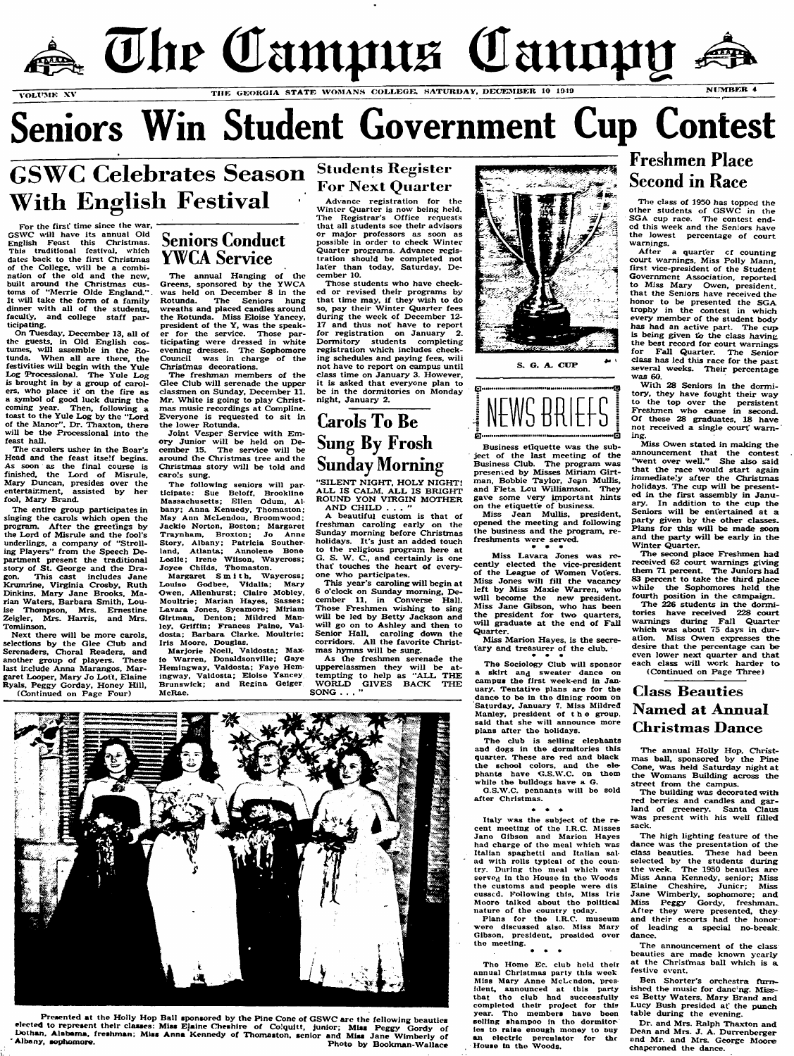# The Campus Canopy

VOLUME XV — THE GEORGIA STATE WOMANS COLLEGE, SATURDAY, DECEMBER 10 1949 — NUMBER 4

# Seniors Win Student Government Cup Contest

## GSWC Celebrates Season With English Festival

For the first time since the war, GSWC will have its annual Old English Feast this Christmas. This traditional festival, which dates back to the first Christmas of the College, will be a combination of the old and the new, built around the Christmas customs of "Merrie Olde England." It will take the form of a family dinner with all of the students, faculty, and college staff participating.

On Tuesday, December 13, all of the guests, in Old English costumes, will assemble in the Rotunda. When all are there, the festivities will begin with the Yule Log Processional. The Yule Log is brought in by a group of carolers, who place it on the fire as a symbol of good luck during the coming year. Then, following a toast to the Yule Log by the "Lord of the Manor", Dr. Thaxton, there will be the Processional into the feast hall.

The carolers usher in the Boar's Head and the feast itself begins. As soon as the final course is finished, the Lord of Misrule, Mary Duncan, presides over the entertainment, assisted by her fool, Mary Brand.

The entire group participates in singing the carols which open the program. After the greetings by the Lord of Misrule and the fool's underlings, a company of "Strolling Players" from the Speech Department present the traditional story of St. George and the Dragon. This cast includes Jane Krumrine, Virginia Crosby, Ruth Dinkins, Mary Jane Brooks, Marian Waters, Barbara Smith, Louise Thompson, Mrs. Ernestine Zeigler, Mrs. Harris, and Mrs. Tomlinson.

Next there will be more carols, selections by the Glee Club and Serenaders, Choral Readers, and another group of players. These last include Anna Marangos, Margaret Looper, Mary Jo Lott, Elaine Ryals, Peggy Gorday, Honey Hill,

(Continued on Page Four)

## Seniors Conduct YWCA Service

The annual Hanging of the Greens, sponsored by the YWCA was held on December 8 in the Rotunda. The Seniors hung wreaths and placed candles around the Rotunda. Miss Eloise Yancey, president of the Y, was the speaker for the service. Those participating were dressed in white evening dresses. The Sophomore Council was in charge of the Christmas decorations.

The freshman members of the Glee Club will serenade the upper classmen on Sunday, December 11. Mr. White is going to play Christmas music recordings at Compline. Everyone is requested to sit in the lower Rotunda.

Joint Vesper Service with Emory Junior will be held on December 15. The service will be around the Christmas tree and the Christmas story will be told and carols sung.

The following seniors will participate: Sue Beloff, Brookline Massachusetts; Ellen Odum, Albany; Anna Kennedy, Thomaston; May Ann McLendon, Broomwood; Jackie Norton, Boston; Margaret Traynham, Broxton; Jo Anne Story, Albany; Patricia Southerland, Atlanta; Annolene Bone Leslie; Irene Wilson, Waycross; Joyce Childs, Thomaston.

Margaret Smith, Waycross; Louise Godbee, Vidalia; Mary Owen, Allenhurst; Claire Mobley, Moultrie; Marian Hayes, Sasses; Lavara Jones, Sycamore; Miriam Girtman, Denton; Mildred Manley, Griffin; Frances Paine, Valdosta; Barbara Clarke, Moultrie; Iris Moore, Douglas.

Marjorie Noell, Valdosta; Maxie Warren, Donaldsonville; Gaye Hemingway, Valdosta; Faye Hemingway, Valdosta; Eloise Yancey, Brunswick; and Regina Geiger, McRae.

## Students Register For Next Quarter

Advance registration for the Winter Quarter is now being held. The Registrar's Office requests that all students see their advisors or major professors as soon as possible in order to check Winter Quarter programs. Advance registration should be completed not later than today, Saturday, December 10.

Those students who have checked or revised their programs by that time may, if they wish to do so, pay their Winter Quarter fees during the week of December 12-17 and thus not have to report for registration on January 2. Dormitory students completing registration which includes checking schedules and paying fees, will not have to report on campus until class time on January 3. However, it is asked that everyone plan to be in the dormitories on Monday night, January 2.

## Carols To Be Sung By Frosh Sunday Morning

"SILENT NIGHT, HOLY NIGHT! ALL IS CALM, ALL IS BRIGHT ROUND YON VIRGIN MOTHER AND CHILD . . ."

A beautiful custom is that of freshman caroling early on the Sunday morning before Christmas holidays. It's just an added touch to the religious program here at G. S. W. C., and certainly is one that touches the heart of everyone who participates.

This year's caroling will begin at 6 o'clock on Sunday morning, December 11, in Converse Hall. Those Freshmen wishing to sing will be led by Betty Jackson and will go on to Ashley and then to Senior Hall, caroling down the corridors. All the favorite Christmas hymns will be sung.

As the freshmen serenade the upperclassmen they will be attempting to help as "ALL THE WORLD GIVES BACK THE SONG . . ."

S. G. A. CUP

## NEWS BRIEFS

Business etiquette was the subject of the last meeting of the Business Club. The program was presented by Misses Miriam Girtman, Bobbie Taylor, Jean Mullis, and Fleta Lou Williamson. They gave some very important hints on the etiquette of business.

Miss Jean Mullis, president, opened the meeting and following the business and the program, refreshments were served.

\* \* \*

Miss Lavara Jones was recently elected the vice-president of the League of Women Voters. Miss Jones will fill the vacancy left by Miss Maxie Warren, who will become the new president. Miss Jane Gibson, who has been the president for two quarters, will graduate at the end of Fall Quarter.

Miss Marion Hayes, is the secretary and treasurer of the club.

\* \* \*

The Sociology Club will sponsor a skirt and sweater dance on campus the first week-end in January. Tentative plans are for the dance to be in the dining room on Saturday, January 7. Miss Mildred Manley, president of the group, said that she will announce more plans after the holidays.

The club is selling elephants and dogs in the dormitories this quarter. These are red and black the school colors, and the elephants have G.S.W.C. on them while the bulldogs have a G.

G.S.W.C. pennants will be sold after Christmas.

\* \* \*

Italy was the subject of the recent meeting of the I.R.C. Misses Jane Gibson and Marion Hayes had charge of the meal which was Italian spaghetti and Italian salad with rolls typical of the country. During the meal which was served in the House in the Woods the customs and people were discussed. Following this, Miss Iris Moore talked about the political nature of the country today.

Plans for the I.R.C. museum were discussed also. Miss Mary Gibson, president, presided over the meeting.

\* \* \*

The Home Ec. club held their annual Christmas party this week. Miss Mary Anne McLendon, president, announced at this party that the club had successfully completed their project for this year. The members have been selling shampoo in the dormitories to raise enough money to buy an electric perculator for the House in the Woods.

## Freshmen Place Second in Race

The class of 1950 has topped the other students of GSWC in the SGA cup race. The contest ended this week and the Seniors have the lowest percentage of court warnings.

After a quarter of counting court warnings, Miss Polly Mann, first vice-president of the Student Government Association, reported to Miss Mary Owen, president, that the Seniors have received the honor to be presented the SGA trophy in the contest in which every member of the student body has had an active part. The cup is being given to the class having the best record for court warnings for Fall Quarter. The Senior class has led this race for the past several weeks. Their percentage was 60.

With 28 Seniors in the dormitory, they have fought their way to the top over the persistent Freshmen who came in second. Of these 28 graduates, 18 have not received a single court warning.

Miss Owen stated in making the announcement that the contest "went over well." She also said that the race would start again immediately after the Christmas holidays. The cup will be presented in the first assembly in January. In addition to the cup the Seniors will be entertained at a party given by the other classes. Plans for this will be made soon and the party will be early in the Winter Quarter.

The second place Freshmen had received 62 court warnings giving them 71 percent. The Juniors had 83 percent to take the third place while the Sophomores held the fourth position in the campaign.

The 226 students in the dormitories have received 228 court warnings during Fall Quarter which was about 75 days in duration. Miss Owen expresses the desire that the percentage can be even lower next quarter and that each class will work harder to

(Continued on Page Three)

## Class Beauties Named at Annual Christmas Dance

The annual Holly Hop, Christmas ball, sponsored by the Pine Cone, was held Saturday night at the Womans Building across the street from the campus.

The building was decorated with red berries and candles and garland of greenery. Santa Claus was present with his well filled sack.

The high lighting feature of the dance was the presentation of the class beauties. These had been selected by the students during the week. The 1950 beauties are Miss Anna Kennedy, senior; Miss Elaine Cheshire, Junior; Miss Jane Wimberly, sophomore; and Miss Peggy Gordy, freshman. After they were presented, they and their escorts had the honor of leading a special no-break dance.

The announcement of the class beauties are made known yearly at the Christmas ball which is a festive event.

Ben Shorter's orchestra furnished the music for dancing. Misses Betty Waters, Mary Brand and Lucy Bush presided at the punch table during the evening.

Dr. and Mrs. Ralph Thaxton and Dean and Mrs. J. A. Durrenberger and Mr. and Mrs. George Moore chaperoned the dance.

Presented at the Holly Hop Ball sponsored by the Pine Cone of GSWC are the following beauties elected to represent their classes: Miss Elaine Cheshire of Colquitt, junior; Miss Peggy Gordy of Dothan, Alabama, freshman; Miss Anna Kennedy of Thomaston, senior and Miss Jane Wimberly of Albany, sophomore. Photo by Bookman-Wallace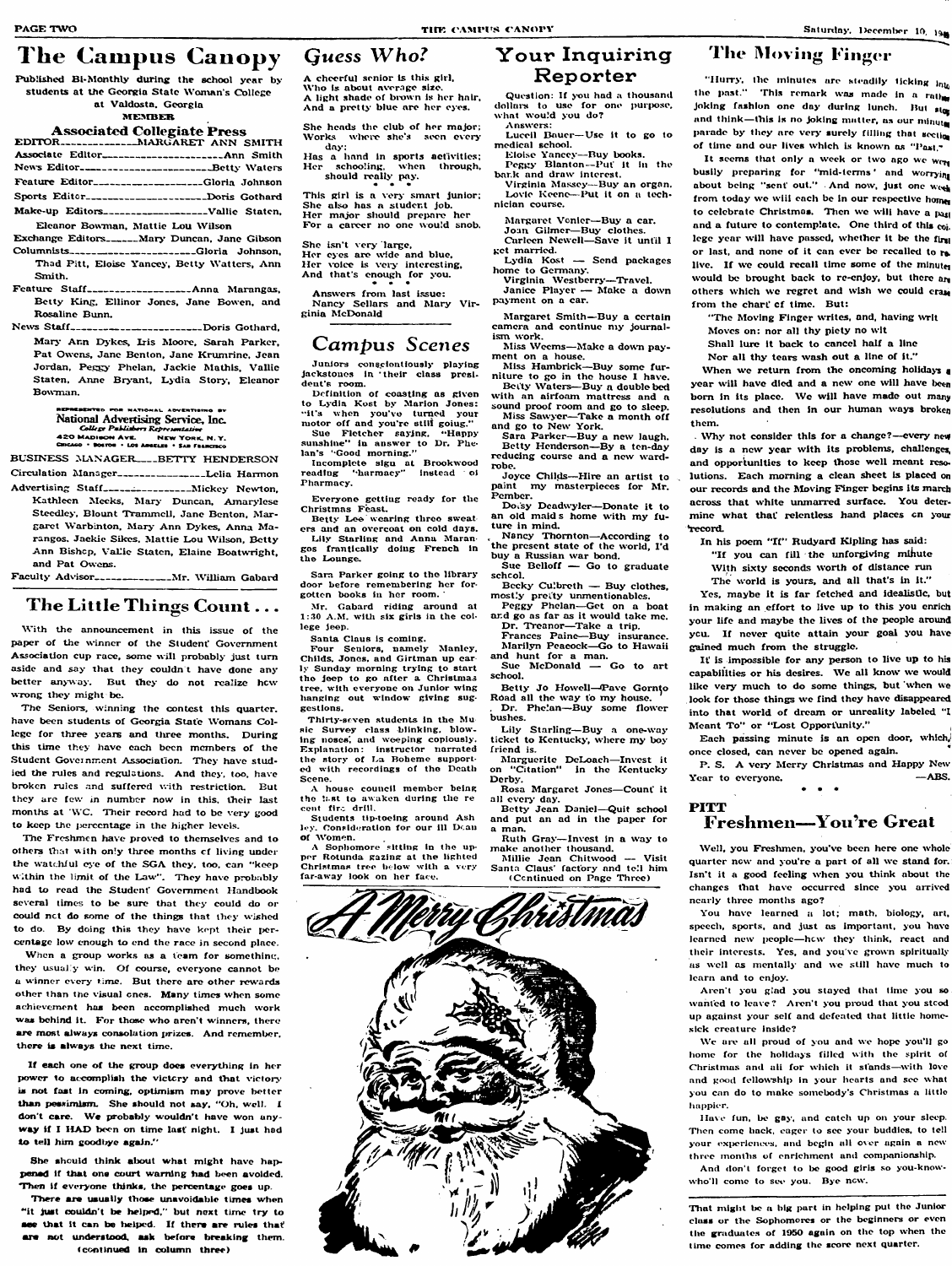# The Campus Canopy

Published Bi-Monthly during the school year by students at the Georgia State Woman's College at Valdosta, Georgia

**MEMBER**

**Associated Collegiate Press**

EDITOR—MARGARET ANN SMITH
Associate Editor—Ann Smith
News Editor—Betty Waters
Feature Editor—Gloria Johnson
Sports Editor—Doris Gothard
Make-up Editors—Vallie Staten, Eleanor Bowman, Mattie Lou Wilson
Exchange Editors—Mary Duncan, Jane Gibson
Columnists—Gloria Johnson, Thad Pitt, Eloise Yancey, Betty Watters, Ann Smith.
Feature Staff—Anna Marangas, Betty King, Ellinor Jones, Jane Bowen, and Rosaline Bunn.
News Staff—Doris Gothard, Mary Ann Dykes, Iris Moore, Sarah Parker, Pat Owens, Jane Benton, Jane Krumrine, Jean Jordan, Peggy Phelan, Jackie Mathis, Vallie Staten, Anne Bryant, Lydia Story, Eleanor Bowman.

REPRESENTED FOR NATIONAL ADVERTISING BY
National Advertising Service, Inc.
College Publishers Representative
420 MADISON AVE. NEW YORK, N. Y.
CHICAGO • BOSTON • LOS ANGELES • SAN FRANCISCO

BUSINESS MANAGER—BETTY HENDERSON
Circulation Manager—Lelia Harmon
Advertising Staff—Mickey Newton, Kathleen Meeks, Mary Duncan, Amarylese Steedley, Blount Trammell, Jane Benton, Margaret Warbinton, Mary Ann Dykes, Anna Marangos, Jackie Sikes, Mattie Lou Wilson, Betty Ann Bishop, Vallie Staten, Elaine Boatwright, and Pat Owens.
Faculty Advisor—Mr. William Gabard

## The Little Things Count . . .

With the announcement in this issue of the paper of the winner of the Student Government Association cup race, some will probably just turn aside and say that they couldn't have done any better anyway. But they do not realize how wrong they might be.

The Seniors, winning the contest this quarter, have been students of Georgia State Womans College for three years and three months. During this time they have each been members of the Student Government Association. They have studied the rules and regulations. And they, too, have broken rules and suffered with restriction. But they are few in number now in this, their last months at WC. Their record had to be very good to keep the percentage in the higher levels.

The Freshmen have proved to themselves and to others that with only three months of living under the watchful eye of the SGA they, too, can "keep within the limit of the Law". They have probably had to read the Student Government Handbook several times to be sure that they could do or could not do some of the things that they wished to do. By doing this they have kept their percentage low enough to end the race in second place.

When a group works as a team for something, they usually win. Of course, everyone cannot be a winner every time. But there are other rewards other than the visual ones. Many times when some achievement has been accomplished much work was behind it. For those who aren't winners, there are most always consolation prizes. And remember, there is always the next time.

**If each one of the group does everything in her power to accomplish the victory and that victory is not fast in coming, optimism may prove better than pessimism. She should not say, "Oh, well. I don't care. We probably wouldn't have won anyway if I HAD been on time last night. I just had to tell him goodbye again."**

**She should think about what might have happened if that one court warning had been avoided. Then if everyone thinks, the percentage goes up.**

**There are usually those unavoidable times when "it just couldn't be helped," but next time try to see that it can be helped. If there are rules that are not understood, ask before breaking them.**

(continued in column three)

## *Guess Who?*

A cheerful senior is this girl,
Who is about average size.
A light shade of brown is her hair,
And a pretty blue are her eyes.

She heads the club of her major;
Works where she's seen every day;
Has a hand in sports activities;
Her schooling, when through, should really pay.

\* \* \*

This girl is a very smart junior;
She also has a student job.
Her major should prepare her
For a career no one would snob.

She isn't very large,
Her eyes are wide and blue.
Her voice is very interesting,
And that's enough for you.

\* \* \*

Answers from last issue:
Nancy Sellars and Mary Virginia McDonald

## *Campus Scenes*

Juniors conscientiously playing jackstones in their class president's room.

Definition of coasting as given to Lydia Kost by Marion Jones: "it's when you've turned your motor off and you're still going."

Sue Fletcher saying, "Happy sunshine" in answer to Dr. Phelan's "Good morning."

Incomplete sign at Brookwood reading "harmacy" instead of Pharmacy.

Everyone getting ready for the Christmas Feast.

Betty Lee wearing three sweaters and an overcoat on cold days.

Lily Starling and Anna Marangos frantically doing French in the Lounge.

Sara Parker going to the library door before remembering her forgotten books in her room.

Mr. Gabard riding around at 1:30 A.M. with six girls in the college jeep.

Santa Claus is coming.

Four Seniors, namely Manley, Childs, Jones, and Girtman up early Sunday morning trying to start the jeep to go after a Christmas tree, with everyone on Junior wing hanging out window giving suggestions.

Thirty-seven students in the Music Survey class blinking, blowing noses, and weeping copiously. Explanation: instructor narrated the story of La Boheme supported with recordings of the Death Scene.

A house council member being the last to awaken during the recent fire drill.

Students tip-toeing around Ashley. Consideration for our ill Dean of Women.

A Sophomore sitting in the upper Rotunda gazing at the lighted Christmas tree below with a very far-away look on her face.

## Your Inquiring Reporter

Question: If you had a thousand dollars to use for one purpose, what would you do?

Answers:

Lucell Bauer—Use it to go to medical school.

Eloise Yancey—Buy books.

Peggy Blanton—Put it in the bank and draw interest.

Virginia Massey—Buy an organ.

Lovie Keene—Put it on a technician course.

\* \* \*

Margaret Venier—Buy a car.

Joan Gilmer—Buy clothes.

Carleen Newell—Save it until I get married.

Lydia Kost — Send packages home to Germany.

Virginia Westberry—Travel.

Janice Player — Make a down payment on a car.

Margaret Smith—Buy a certain camera and continue my journalism work.

Miss Weems—Make a down payment on a house.

Miss Hambrick—Buy some furniture to go in the house I have.

Betty Waters—Buy a double bed with an airfoam mattress and a sound proof room and go to sleep.

Miss Sawyer—Take a month off and go to New York.

Sara Parker—Buy a new laugh.

Betty Henderson—By a ten-day reducing course and a new wardrobe.

Joyce Childs—Hire an artist to paint my masterpieces for Mr. Pember.

Dossy Deadwyler—Donate it to an old maids home with my future in mind.

Nancy Thornton—According to the present state of the world, I'd buy a Russian war bond.

Sue Belloff — Go to graduate school.

Becky Culbreth — Buy clothes, mostly pretty unmentionables.

Peggy Phelan—Get on a boat and go as far as it would take me.

Dr. Treanor—Take a trip.

Frances Paine—Buy insurance.

Marilyn Peacock—Go to Hawaii and hunt for a man.

Sue McDonald — Go to art school.

Betty Jo Howell—Pave Gornto Road all the way to my house.

Dr. Phelan—Buy some flower bushes.

Lily Starling—Buy a one-way ticket to Kentucky, where my boy friend is.

Marguerite DeLoach—Invest it on "Citation" in the Kentucky Derby.

Rosa Margaret Jones—Count it all every day.

Betty Jean Daniel—Quit school and put an ad in the paper for a man.

Ruth Gray—Invest in a way to make another thousand.

Millie Jean Chitwood — Visit Santa Claus' factory and tell him

(Continued on Page Three)

A Merry Christmas

## The Moving Finger

"Hurry, the minutes are steadily ticking into the past." This remark was made in a rather joking fashion one day during lunch. But stop and think—this is no joking matter, as our minutes parade by they are very surely filling that section of time and our lives which is known as "Past."

It seems that only a week or two ago we were busily preparing for "mid-terms" and worrying about being "sent out." And now, just one week from today we will each be in our respective homes to celebrate Christmas. Then we will have a past and a future to contemplate. One third of this college year will have passed, whether it be the first or last, and none of it can ever be recalled to relive. If we could recall time some of the minutes would be brought back to re-enjoy, but there are others which we regret and wish we could erase from the chart of time. But:

"The Moving Finger writes, and, having writ
Moves on: nor all thy piety no wit
Shall lure it back to cancel half a line
Nor all thy tears wash out a line of it."

When we return from the oncoming holidays a year will have died and a new one will have been born in its place. We will have made out many resolutions and then in our human ways broken them.

Why not consider this for a change?—every new day is a new year with its problems, challenges, and opportunities to keep those well meant resolutions. Each morning a clean sheet is placed on our records and the Moving Finger begins its march across that white unmarred surface. You determine what that relentless hand places on your record.

In his poem "If" Rudyard Kipling has said:

"If you can fill the unforgiving minute
With sixty seconds worth of distance run
The world is yours, and all that's in it."

Yes, maybe it is far fetched and idealistic, but in making an effort to live up to this you enrich your life and maybe the lives of the people around you. If never quite attain your goal you have gained much from the struggle.

It is impossible for any person to live up to his capabilities or his desires. We all know we would like very much to do some things, but when we look for those things we find they have disappeared into that world of dream or unreality labeled "I Meant To" or "Lost Opportunity."

Each passing minute is an open door, which, once closed, can never be opened again.

P. S. A very Merry Christmas and Happy New Year to everyone. —ABS.

\* \* \*

## PITT
## Freshmen—You're Great

Well, you Freshmen, you've been here one whole quarter now and you're a part of all we stand for. Isn't it a good feeling when you think about the changes that have occurred since you arrived nearly three months ago?

You have learned a lot; math, biology, art, speech, sports, and just as important, you have learned new people—how they think, react and their interests. Yes, and you've grown spiritually as well as mentally and we still have much to learn and to enjoy.

Aren't you glad you stayed that time you so wanted to leave? Aren't you proud that you stood up against your self and defeated that little homesick creature inside?

We are all proud of you and we hope you'll go home for the holidays filled with the spirit of Christmas and all for which it stands—with love and good fellowship in your hearts and see what you can do to make somebody's Christmas a little happier.

Have fun, be gay, and catch up on your sleep. Then come back, eager to see your buddies, to tell your experiences, and begin all over again a new three months of enrichment and companionship.

And don't forget to be good girls so you-know-who'll come to see you. Bye now.

---

That might be a big part in helping put the Junior class or the Sophomores or the beginners or even the graduates of 1950 again on the top when the time comes for adding the score next quarter.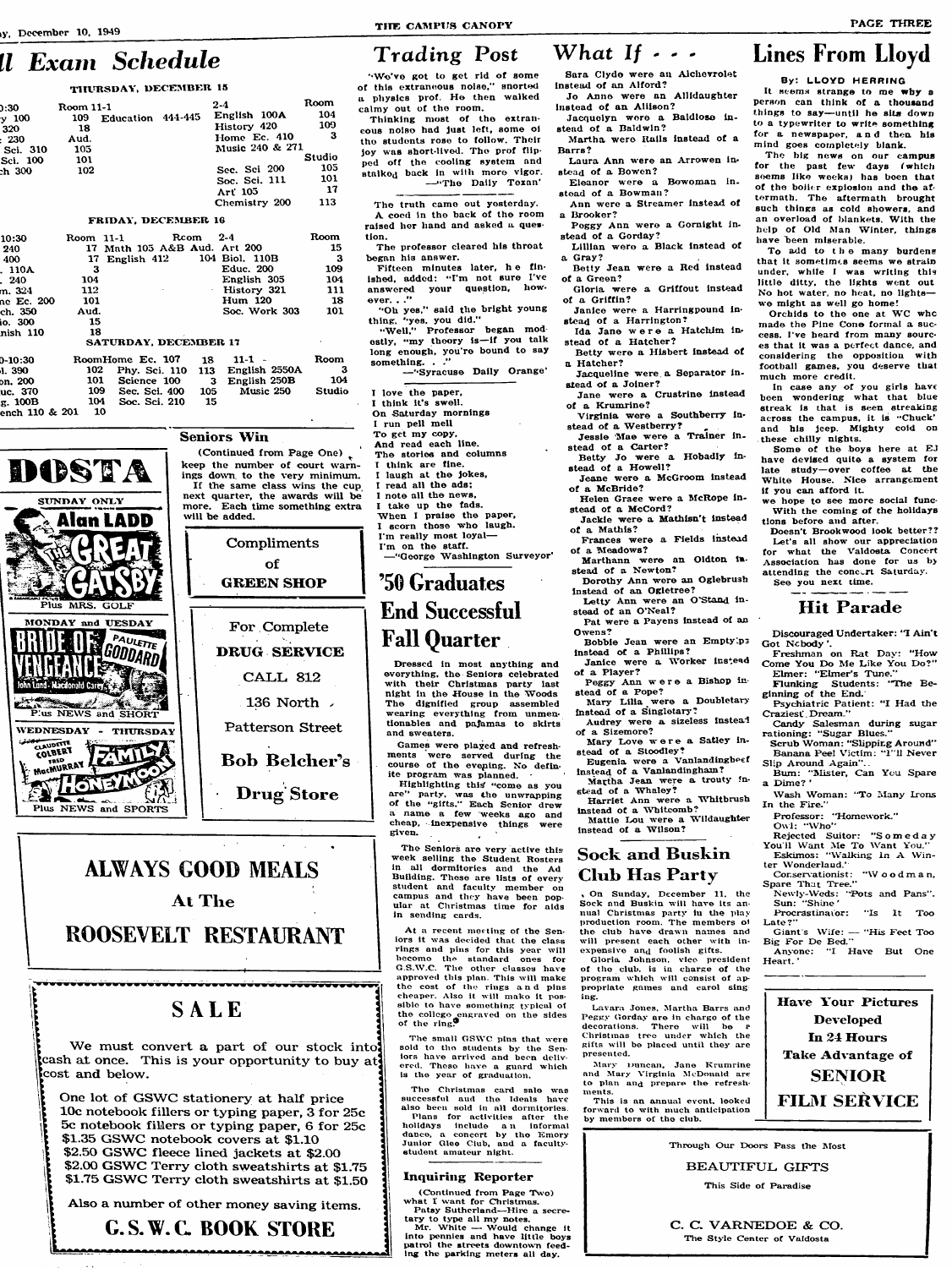## Final Exam Schedule

**THURSDAY, DECEMBER 15**

| 8:30-10:30 | Room | 11-1 | Room | 2-4 | Room |
|---|---|---|---|---|---|
| ...y 100 | 109 | Education 444-445 | | English 100A | 104 |
| ... 320 | 18 | | | History 420 | 109 |
| ... 230 | Aud. | | | Home Ec. 410 | 3 |
| ... Sci. 310 | 105 | | | Music 240 & 271 | Studio |
| ... Sci. 100 | 101 | | | Sec. Sci 200 | 105 |
| ...ch 300 | 102 | | | Soc. Sci. 111 | 101 |
| | | | | Art 105 | 17 |
| | | | | Chemistry 200 | 113 |

**FRIDAY, DECEMBER 16**

| 8:30-10:30 | Room | 11-1 | Room | 2-4 | Room |
|---|---|---|---|---|---|
| ... 240 | 17 | Math 105 A&B | Aud. | Art 200 | 15 |
| ... 400 | 17 | English 412 | 104 | Biol. 110B | 3 |
| ... 110A | 3 | | | Educ. 200 | 109 |
| ... 240 | 104 | | | English 305 | 104 |
| ...m. 324 | 112 | | | History 321 | 111 |
| ...ne Ec. 200 | 101 | | | Hum 120 | 18 |
| ...ch. 350 | Aud. | | | Soc. Work 303 | 101 |
| ...io. 300 | 15 | | | | |
| ...nish 110 | 18 | | | | |

**SATURDAY, DECEMBER 17**

| 8:30-10:30 | Room | Home Ec. 107 | 18 | 11-1 | Room |
|---|---|---|---|---|---|
| ...l. 390 | 102 | Phy. Sci. 110 | 113 | English 2550A | 3 |
| ...on. 200 | 101 | Science 100 | 3 | English 250B | 104 |
| ...uc. 370 | 109 | Sec. Sci. 400 | 105 | Music 250 | Studio |
| ...g. 100B | 104 | Soc. Sci. 210 | 15 | | |
| ...ench 110 & 201 | 10 | | | | |

**DOSTA**

SUNDAY ONLY
Alan LADD
THE GREAT GATSBY
Plus MRS. GOLF

MONDAY and TUESDAY
BRIDE OF VENGEANCE
PAULETTE GODDARD
John Lund • Macdonald Carey
Plus NEWS and SHORT

WEDNESDAY - THURSDAY
CLAUDETTE COLBERT
FRED MacMURRAY
FAMILY HONEYMOON
Plus NEWS and SPORTS

### Seniors Win

(Continued from Page One)

keep the number of court warnings down to the very minimum.

If the same class wins the cup next quarter, the awards will be more. Each time something extra will be added.

Compliments of
**GREEN SHOP**

For Complete
**DRUG SERVICE**
CALL 812
136 North
Patterson Street
**Bob Belcher's Drug Store**

**ALWAYS GOOD MEALS**
At The
**ROOSEVELT RESTAURANT**

**SALE**

We must convert a part of our stock into cash at once. This is your opportunity to buy at cost and below.

One lot of GSWC stationery at half price
10c notebook fillers or typing paper, 3 for 25c
5c notebook fillers or typing paper, 6 for 25c
$1.35 GSWC notebook covers at $1.10
$2.50 GSWC fleece lined jackets at $2.00
$2.00 GSWC Terry cloth sweatshirts at $1.75
$1.75 GSWC Terry cloth sweatshirts at $1.50

Also a number of other money saving items.

**G. S. W. C. BOOK STORE**

## Trading Post

"We've got to get rid of some of this extraneous noise," snorted a physics prof. He then walked calmy out of the room.

Thinking most of the extraneous noise had just left, some of the students rose to follow. Their joy was short-lived. The prof flipped off the cooling system and stalked back in with more vigor.

—"The Daily Texan'

The truth came out yesterday. A coed in the back of the room raised her hand and asked a question.

The professor cleared his throat began his answer.

Fifteen minutes later, he finished, added: "I'm not sure I've answered your question, however. . ."

"Oh yes," said the bright young thing, "yes, you did."

"Well," Professor began modestly, "my theory is—if you talk long enough, you're bound to say something. . ."

—"Syracuse Daily Orange'

I love the paper,
I think it's swell.
On Saturday mornings
I run pell mell
To get my copy,
And read each line.
The stories and columns
I think are fine.
I laugh at the jokes,
I read all the ads;
I note all the news,
I take up the fads.
When I praise the paper,
I scorn those who laugh.
I'm really most loyal—
I'm on the staff.

—"George Washington Surveyor'

## '50 Graduates End Successful Fall Quarter

Dressed in most anything and everything, the Seniors celebrated with their Christmas party last night in the House in the Woods. The dignified group assembled wearing everything from unmentionables and pajamas to skirts and sweaters.

Games were played and refreshments were served during the course of the evening. No definite program was planned.

Highlighting this "come as you are" party, was the unwrapping of the "gifts." Each Senior drew a name a few weeks ago and cheap, inexpensive things were given.

The Seniors are very active this week selling the Student Rosters in all dormitories and the Ad Building. These are lists of every student and faculty member on campus and they have been popular at Christmas time for aids in sending cards.

At a recent meeting of the Seniors it was decided that the class rings and pins for this year will become the standard ones for G.S.W.C. The other classes have approved this plan. This will make the cost of the rings and pins cheaper. Also it will make it possible to have something typical of the college engraved on the sides of the ring.

The small GSWC pins that were sold to the students by the Seniors have arrived and been delivered. These have a guard which is the year of graduation.

The Christmas card sale was successful and the ideals have also been sold in all dormitories.

Plans for activities after the holidays include an informal dance, a concert by the Emory Junior Glee Club, and a faculty-student amateur night.

### Inquiring Reporter

(Continued from Page Two)

what I want for Christmas.

Patsy Sutherland—Hire a secretary to type all my notes.

Mr. White — Would change it into pennies and have little boys patrol the streets downtown feeding the parking meters all day.

## What If - - -

Sara Clyde were an Alchevrolet instead of an Alford?

Jo Anne were an Alldaughter instead of an Allison?

Jacquelyn were a Baldlose instead of a Baldwin?

Martha were Rails instead of a Barrs?

Laura Ann were an Arrowen instead of a Bowen?

Eleanor were a Bowoman instead of a Bowman?

Ann were a Streamer instead of a Brooker?

Peggy Ann were a Gornight instead of a Gorday?

Lillian were a Black instead of a Gray?

Betty Jean were a Red instead of a Green?

Gloria were a Griffout instead of a Griffin?

Janice were a Harringpound instead of a Harrington?

Ida Jane were a Hatchim instead of a Hatcher?

Betty were a Hisbert instead of a Hatcher?

Jacqueline were a Separator instead of a Joiner?

Jane were a Crustrine instead of a Krumrine?

Virginia were a Southberry instead of a Westberry?

Jessie Mae were a Trainer instead of a Carter?

Betty Jo were a Hobadly instead of a Howell?

Jeane were a McGroom instead of a McBride?

Helen Grace were a McRope instead of a McCord?

Jackie were a Mathisn't instead of a Mathis?

Frances were a Fields instead of a Meadows?

Marthann were an Oldton instead of a Newton?

Dorothy Ann were an Oglebrush instead of an Ogletree?

Letty Ann were an O'Stand instead of an O'Neal?

Pat were a Payens instead of an Owens?

Bobbie Jean were an Emptylps instead of a Phillips?

Janice were a Worker instead of a Player?

Peggy Ann were a Bishop instead of a Pope?

Mary Lilla were a Doubletary instead of a Singletary?

Audrey were a sizeless instead of a Sizemore?

Mary Love were a Satley instead of a Stoodley?

Eugenia were a Vanlandingbeef instead of a Vanlandingham?

Martha Jean were a trouty instead of a Whaley?

Harriet Ann were a Whitbrush instead of a Whitcomb?

Mattie Lou were a Wildaughter instead of a Wilson?

## Sock and Buskin Club Has Party

On Sunday, December 11, the Sock and Buskin will have its annual Christmas party in the play production room. The members of the club have drawn names and will present each other with inexpensive and foolish gifts.

Gloria Johnson, vice president of the club, is in charge of the program which will consist of appropriate games and carol singing.

Lavara Jones, Martha Barrs and Peggy Gorday are in charge of the decorations. There will be a Christmas tree under which the gifts will be placed until they are presented.

Mary Duncan, Jane Krumrine and Mary Virginia McDonald are to plan and prepare the refreshments.

This is an annual event, looked forward to with much anticipation by members of the club.

## Lines From Lloyd

By: LLOYD HERRING

It seems strange to me why a person can think of a thousand things to say—until he sits down to a typewriter to write something for a newspaper, and then his mind goes completely blank.

The big news on our campus for the past few days (which seems like weeks) has been that of the boiler explosion and the aftermath. The aftermath brought such things as cold showers, and an overload of blankets. With the help of Old Man Winter, things have been miserable.

To add to the many burdens that it sometimes seems we strain under, while I was writing this little ditty, the lights went out. No hot water, no heat, no lights—we might as well go home!

Orchids to the one at WC who made the Pine Cone formal a success. I've heard from many sources that it was a perfect dance, and considering the opposition with football games, you deserve that much more credit.

In case any of you girls have been wondering what that blue streak is that is seen streaking across the campus, it is "Chuck' and his jeep. Mighty cold on these chilly nights.

Some of the boys here at EJ have devised quite a system for late study—over coffee at the White House. Nice arrangement if you can afford it.

we hope to see more social functions before and after.

With the coming of the holidays

Doesn't Brookwood look better??

Let's all show our appreciation for what the Valdosta Concert Association has done for us by attending the concert Saturday.

See you next time.

## Hit Parade

Discouraged Undertaker: "I Ain't Got Nobody'.

Freshman on Rat Day: "How Come You Do Me Like You Do?"

Elmer: "Elmer's Tune."

Flunking Students: "The Beginning of the End.'

Psychiatric Patient: "I Had the Craziest Dream."

Candy Salesman during sugar rationing: "Sugar Blues."

Scrub Woman: "Slipping Around"

Banana Peel Victim: "I'll Never Slip Around Again".

Bum: "Mister, Can You Spare a Dime?'

Wash Woman: "To Many Irons In the Fire."

Professor: "Homework."

Owl: "Who"

Rejected Suitor: "Someday You'll Want Me To Want You."

Eskimos: "Walking In A Winter Wonderland.'

Conservationist: "Woodman, Spare That Tree."

Newly-Weds: "Pots and Pans".

Sun: "Shine'

Procrastinator: "Is It Too Late?"

Giant's Wife: — "His Feet Too Big For De Bed."

Anyone: "I Have But One Heart.'

**Have Your Pictures Developed In 24 Hours**
**Take Advantage of**
**SENIOR FILM SERVICE**

Through Our Doors Pass the Most
BEAUTIFUL GIFTS
This Side of Paradise

C. C. VARNEDOE & CO.
The Style Center of Valdosta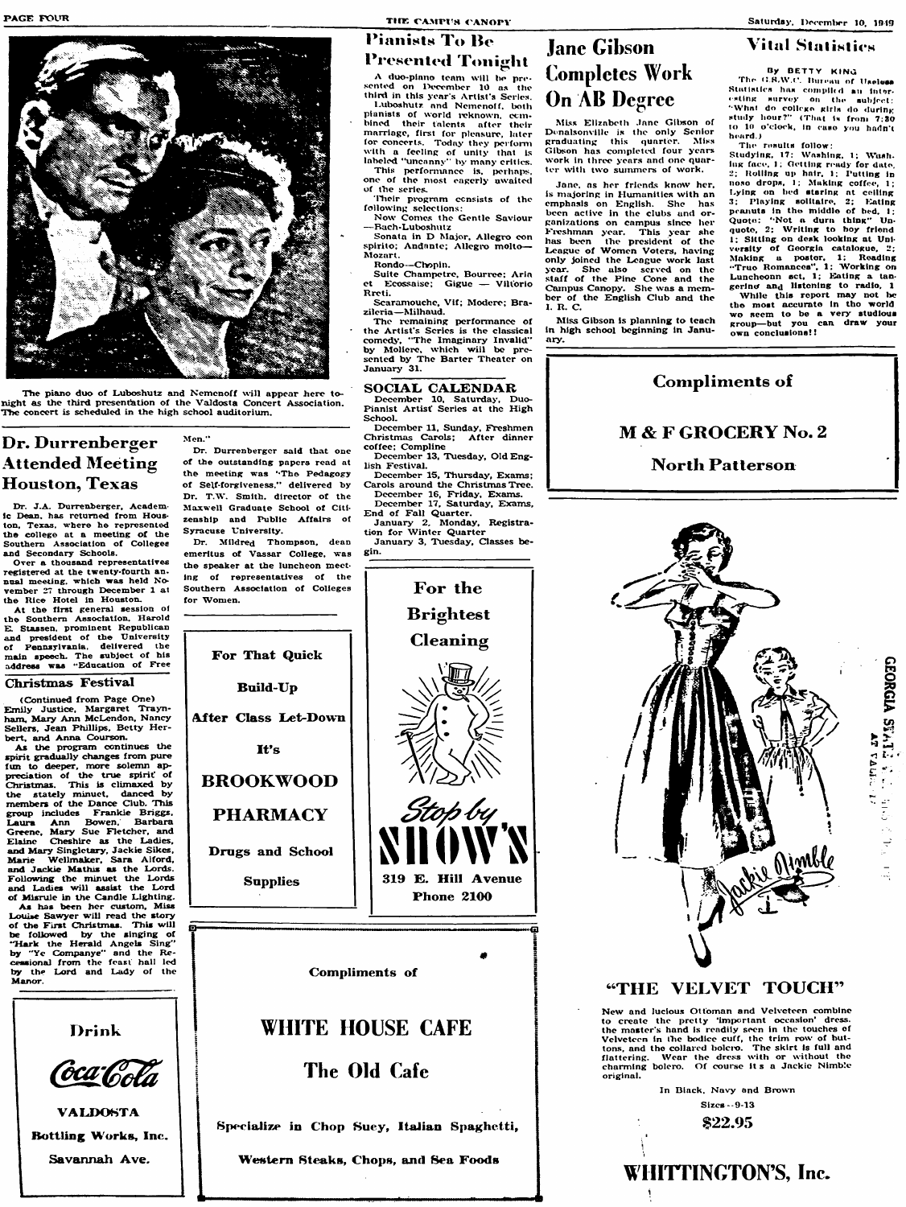The piano duo of Luboshutz and Nemenoff will appear here tonight as the third presentation of the Valdosta Concert Association. The concert is scheduled in the high school auditorium.

## Pianists To Be Presented Tonight

A duo-piano team will be presented on December 10 as the third in this year's Artist's Series.

Luboshutz and Nemenoff, both pianists of world reknown, combined their talents after their marriage, first for pleasure, later for concerts. Today they perform with a feeling of unity that is labeled "uncanny" by many critics.

This performance is, perhaps, one of the most eagerly awaited of the series.

Their program consists of the following selections:

Now Comes the Gentle Saviour—Bach-Luboshutz

Sonata in D Major, Allegro con spirito; Andante; Allegro molto—Mozart.

Rondo—Chopin.

Suite Champetre, Bourree; Aria et Ecossaise; Gigue — Vittorio Rreti.

Scaramouche, Vif; Modere; Brazileria—Milhaud.

The remaining performance of the Artist's Series is the classical comedy, "The Imaginary Invalid" by Moliere, which will be presented by The Barter Theater on January 31.

## SOCIAL CALENDAR

December 10, Saturday, Duo-Pianist Artist Series at the High School.

December 11, Sunday, Freshmen Christmas Carols; After dinner coffee; Compline

December 13, Tuesday, Old English Festival.

December 15, Thursday, Exams; Carols around the Christmas Tree.

December 16, Friday, Exams.

December 17, Saturday, Exams, End of Fall Quarter.

January 2, Monday, Registration for Winter Quarter

January 3, Tuesday, Classes begin.

## Jane Gibson Completes Work On AB Degree

Miss Elizabeth Jane Gibson of Donalsonville is the only Senior graduating this quarter. Miss Gibson has completed four years work in three years and one quarter with two summers of work.

Jane, as her friends know her, is majoring in Humanities with an emphasis on English. She has been active in the clubs and organizations on campus since her Freshman year. This year she has been the president of the League of Women Voters, having only joined the League work last year. She also served on the staff of the Pine Cone and the Campus Canopy. She was a member of the English Club and the I. R. C.

Miss Gibson is planning to teach in high school beginning in January.

## Vital Statistics

By BETTY KING

The G.S.W.C. Bureau of Useless Statistics has compiled an interesting survey on the subject: "What do college girls do during study hour?" (That is from 7:30 to 10 o'clock, in case you hadn't heard.)

The results follow:

Studying, 17; Washing, 1; Washing face, 1; Getting ready for date, 2; Rolling up hair, 1; Putting in nose drops, 1; Making coffee, 1; Lying on bed staring at ceiling 3; Playing solitaire, 2; Eating peanuts in the middle of bed, 1; Quote: "Not a durn thing" Unquote, 2; Writing to boy friend 1; Sitting on desk looking at University of Georgia catalogue, 2; Making a poster, 1; Reading "True Romances", 1; Working on Luncheonn act, 1; Eating a tangerine and listening to radio, 1

While this report may not be the most accurate in the world we seem to be a very studious group—but you can draw your own conclusions!!

**Compliments of**

**M & F GROCERY No. 2**

**North Patterson**

## Dr. Durrenberger Attended Meeting Houston, Texas

Dr. J.A. Durrenberger, Academic Dean, has returned from Houston, Texas, where he represented the college at a meeting of the Southern Association of Colleges and Secondary Schools.

Over a thousand representatives registered at the twenty-fourth annual meeting, which was held November 27 through December 1 at the Rice Hotel in Houston.

At the first general session of the Southern Association, Harold E. Stassen, prominent Republican and president of the University of Pennsylvania, delivered the main speech. The subject of his address was "Education of Free Men."

Dr. Durrenberger said that one of the outstanding papers read at the meeting was "The Pedagogy of Self-forgiveness," delivered by Dr. T.W. Smith, director of the Maxwell Graduate School of Citizenship and Public Affairs of Syracuse University.

Dr. Mildred Thompson, dean emeritus of Vassar College, was the speaker at the luncheon meeting of representatives of the Southern Association of Colleges for Women.

## Christmas Festival

(Continued from Page One)

Emily Justice, Margaret Traynham, Mary Ann McLendon, Nancy Sellers, Jean Phillips, Betty Herbert, and Anna Courson.

As the program continues the spirit gradually changes from pure fun to deeper, more solemn appreciation of the true spirit of Christmas. This is climaxed by the stately minuet, danced by members of the Dance Club. This group includes Frankie Briggs, Laura Ann Bowen, Barbara Greene, Mary Sue Fletcher, and Elaine Cheshire as the Ladies, and Mary Singletary, Jackie Sikes, Marie Wellmaker, Sara Alford, and Jackie Mathis as the Lords. Following the minuet the Lords and Ladies will assist the Lord of Misrule in the Candle Lighting.

As has been her custom, Miss Louise Sawyer will read the story of the First Christmas. This will be followed by the singing of "Hark the Herald Angels Sing" by "Ye Companye" and the Recessional from the feast hall led by the Lord and Lady of the Manor.

**For That Quick Build-Up After Class Let-Down**

**It's**

**BROOKWOOD PHARMACY**

**Drugs and School Supplies**

**For the Brightest Cleaning**

*Stop by*

**SNOW'S**

**319 E. Hill Avenue**

**Phone 2100**

**Drink**

*Coca-Cola*

**VALDOSTA Bottling Works, Inc.**

**Savannah Ave.**

**Compliments of**

**WHITE HOUSE CAFE**

**The Old Cafe**

**Specialize in Chop Suey, Italian Spaghetti,**

**Western Steaks, Chops, and Sea Foods**

*Jackie Nimble*

## "THE VELVET TOUCH"

New and luscious Ottoman and Velveteen combine to create the pretty 'important occasion' dress. the master's hand is readily seen in the touches of Velveteen in the bodice cuff, the trim row of buttons, and the collared bolero. The skirt is full and flattering. Wear the dress with or without the charming bolero. Of course it's a Jackie Nimble original.

In Black, Navy and Brown

Sizes--9-13

**$22.95**

**WHITTINGTON'S, Inc.**